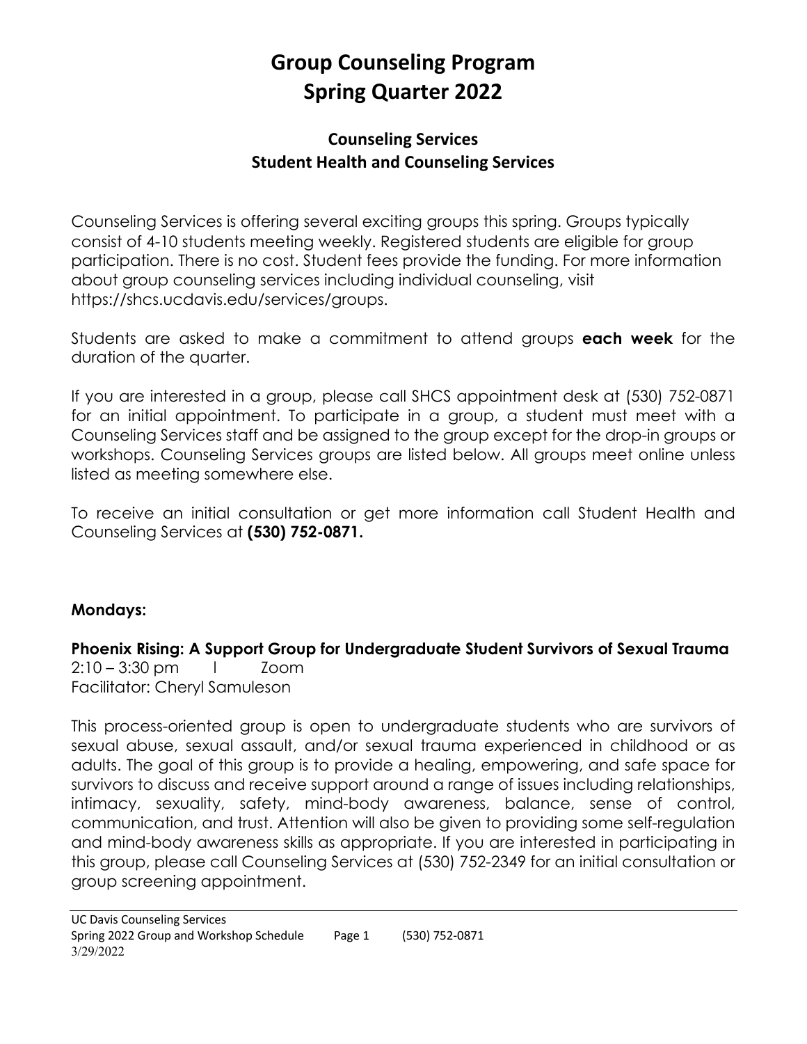# Group Counseling Program
# Spring Quarter 2022

## Counseling Services
## Student Health and Counseling Services

Counseling Services is offering several exciting groups this spring. Groups typically consist of 4-10 students meeting weekly. Registered students are eligible for group participation. There is no cost. Student fees provide the funding. For more information about group counseling services including individual counseling, visit https://shcs.ucdavis.edu/services/groups.

Students are asked to make a commitment to attend groups **each week** for the duration of the quarter.

If you are interested in a group, please call SHCS appointment desk at (530) 752-0871 for an initial appointment. To participate in a group, a student must meet with a Counseling Services staff and be assigned to the group except for the drop-in groups or workshops. Counseling Services groups are listed below. All groups meet online unless listed as meeting somewhere else.

To receive an initial consultation or get more information call Student Health and Counseling Services at **(530) 752-0871.**

**Mondays:**

**Phoenix Rising: A Support Group for Undergraduate Student Survivors of Sexual Trauma**
2:10 – 3:30 pm | Zoom
Facilitator: Cheryl Samuleson

This process-oriented group is open to undergraduate students who are survivors of sexual abuse, sexual assault, and/or sexual trauma experienced in childhood or as adults. The goal of this group is to provide a healing, empowering, and safe space for survivors to discuss and receive support around a range of issues including relationships, intimacy, sexuality, safety, mind-body awareness, balance, sense of control, communication, and trust. Attention will also be given to providing some self-regulation and mind-body awareness skills as appropriate. If you are interested in participating in this group, please call Counseling Services at (530) 752-2349 for an initial consultation or group screening appointment.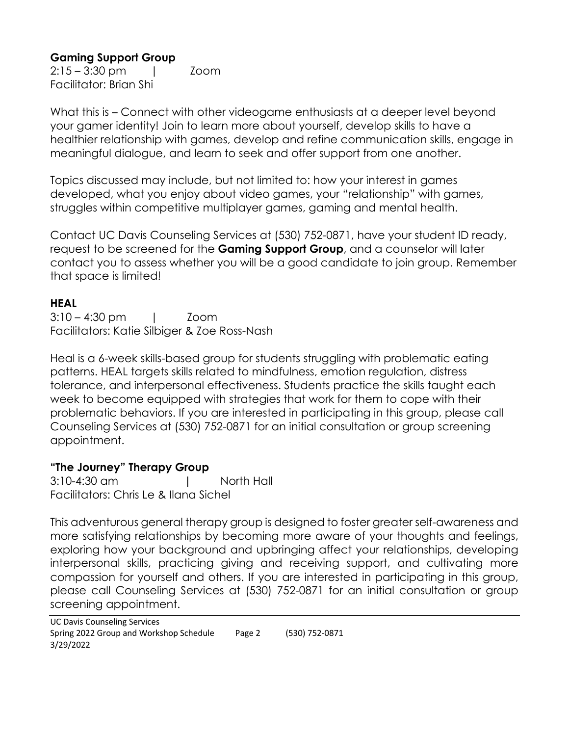**Gaming Support Group**
2:15 – 3:30 pm | Zoom
Facilitator: Brian Shi

What this is – Connect with other videogame enthusiasts at a deeper level beyond your gamer identity! Join to learn more about yourself, develop skills to have a healthier relationship with games, develop and refine communication skills, engage in meaningful dialogue, and learn to seek and offer support from one another.

Topics discussed may include, but not limited to: how your interest in games developed, what you enjoy about video games, your "relationship" with games, struggles within competitive multiplayer games, gaming and mental health.

Contact UC Davis Counseling Services at (530) 752-0871, have your student ID ready, request to be screened for the **Gaming Support Group**, and a counselor will later contact you to assess whether you will be a good candidate to join group. Remember that space is limited!

**HEAL**
3:10 – 4:30 pm | Zoom
Facilitators: Katie Silbiger & Zoe Ross-Nash

Heal is a 6-week skills-based group for students struggling with problematic eating patterns. HEAL targets skills related to mindfulness, emotion regulation, distress tolerance, and interpersonal effectiveness. Students practice the skills taught each week to become equipped with strategies that work for them to cope with their problematic behaviors. If you are interested in participating in this group, please call Counseling Services at (530) 752-0871 for an initial consultation or group screening appointment.

**"The Journey" Therapy Group**
3:10-4:30 am | North Hall
Facilitators: Chris Le & Ilana Sichel

This adventurous general therapy group is designed to foster greater self-awareness and more satisfying relationships by becoming more aware of your thoughts and feelings, exploring how your background and upbringing affect your relationships, developing interpersonal skills, practicing giving and receiving support, and cultivating more compassion for yourself and others. If you are interested in participating in this group, please call Counseling Services at (530) 752-0871 for an initial consultation or group screening appointment.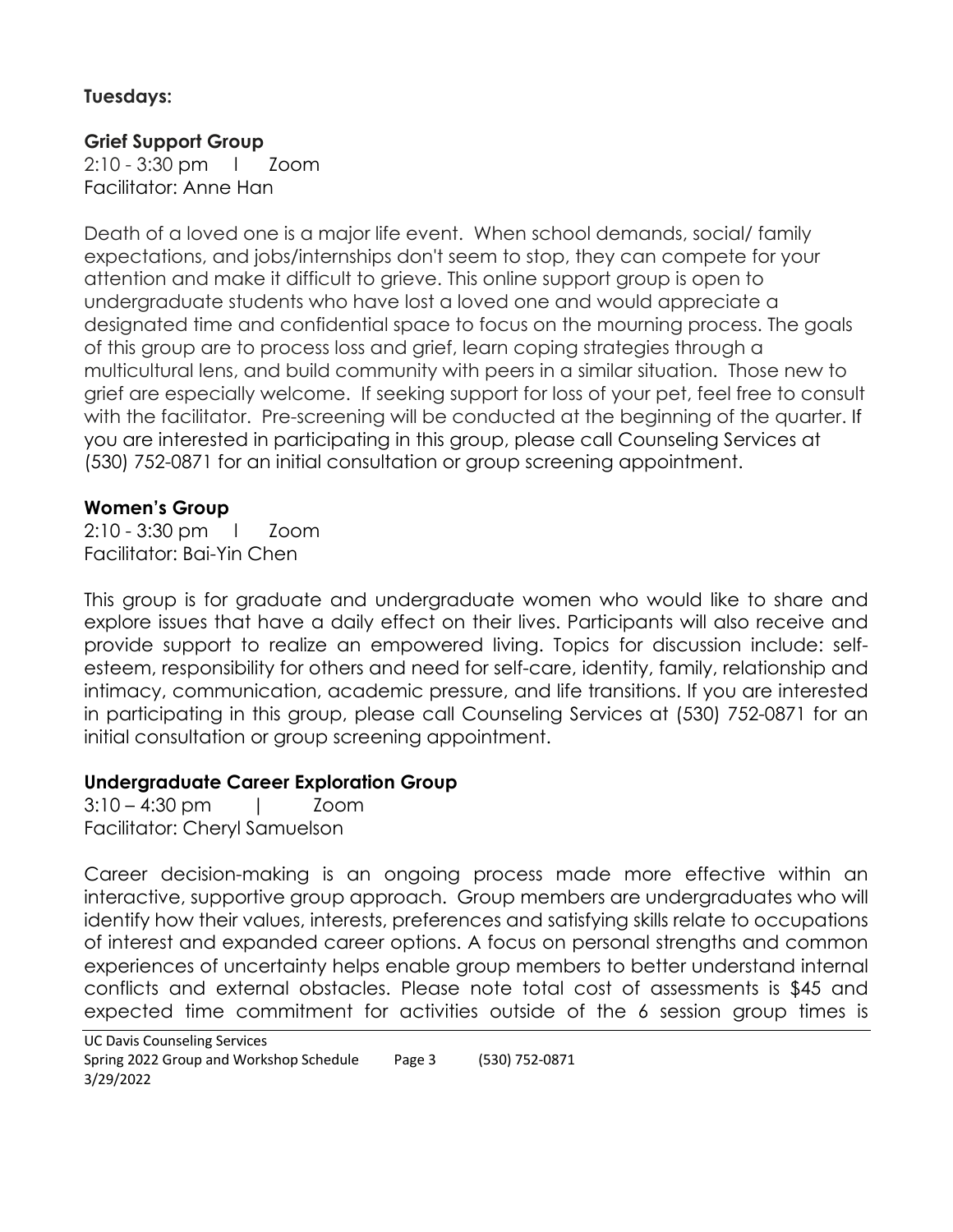**Tuesdays:**

**Grief Support Group**
2:10 - 3:30 pm l Zoom
Facilitator: Anne Han

Death of a loved one is a major life event. When school demands, social/ family expectations, and jobs/internships don't seem to stop, they can compete for your attention and make it difficult to grieve. This online support group is open to undergraduate students who have lost a loved one and would appreciate a designated time and confidential space to focus on the mourning process. The goals of this group are to process loss and grief, learn coping strategies through a multicultural lens, and build community with peers in a similar situation. Those new to grief are especially welcome. If seeking support for loss of your pet, feel free to consult with the facilitator. Pre-screening will be conducted at the beginning of the quarter. If you are interested in participating in this group, please call Counseling Services at (530) 752-0871 for an initial consultation or group screening appointment.

**Women's Group**
2:10 - 3:30 pm l Zoom
Facilitator: Bai-Yin Chen

This group is for graduate and undergraduate women who would like to share and explore issues that have a daily effect on their lives. Participants will also receive and provide support to realize an empowered living. Topics for discussion include: self-esteem, responsibility for others and need for self-care, identity, family, relationship and intimacy, communication, academic pressure, and life transitions. If you are interested in participating in this group, please call Counseling Services at (530) 752-0871 for an initial consultation or group screening appointment.

**Undergraduate Career Exploration Group**
3:10 – 4:30 pm | Zoom
Facilitator: Cheryl Samuelson

Career decision-making is an ongoing process made more effective within an interactive, supportive group approach. Group members are undergraduates who will identify how their values, interests, preferences and satisfying skills relate to occupations of interest and expanded career options. A focus on personal strengths and common experiences of uncertainty helps enable group members to better understand internal conflicts and external obstacles. Please note total cost of assessments is $45 and expected time commitment for activities outside of the 6 session group times is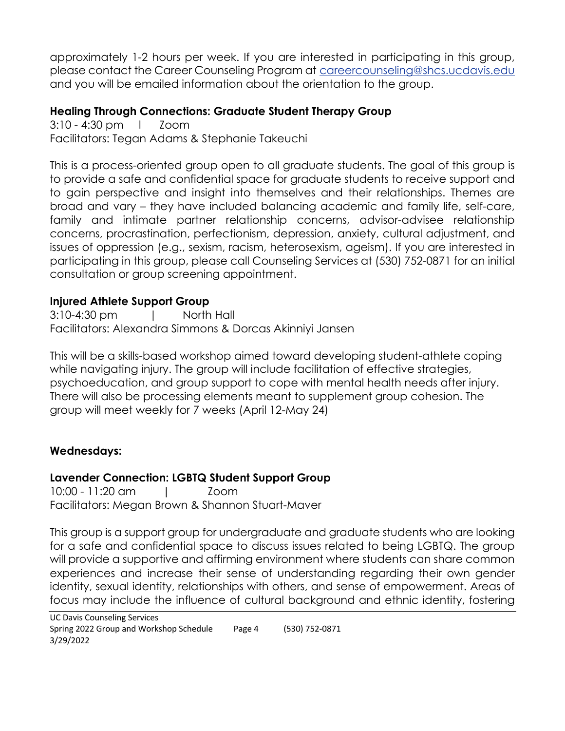approximately 1-2 hours per week. If you are interested in participating in this group, please contact the Career Counseling Program at careercounseling@shcs.ucdavis.edu and you will be emailed information about the orientation to the group.

### Healing Through Connections: Graduate Student Therapy Group

3:10 - 4:30 pm | Zoom
Facilitators: Tegan Adams & Stephanie Takeuchi

This is a process-oriented group open to all graduate students. The goal of this group is to provide a safe and confidential space for graduate students to receive support and to gain perspective and insight into themselves and their relationships. Themes are broad and vary – they have included balancing academic and family life, self-care, family and intimate partner relationship concerns, advisor-advisee relationship concerns, procrastination, perfectionism, depression, anxiety, cultural adjustment, and issues of oppression (e.g., sexism, racism, heterosexism, ageism). If you are interested in participating in this group, please call Counseling Services at (530) 752-0871 for an initial consultation or group screening appointment.

### Injured Athlete Support Group

3:10-4:30 pm | North Hall
Facilitators: Alexandra Simmons & Dorcas Akinniyi Jansen

This will be a skills-based workshop aimed toward developing student-athlete coping while navigating injury. The group will include facilitation of effective strategies, psychoeducation, and group support to cope with mental health needs after injury. There will also be processing elements meant to supplement group cohesion. The group will meet weekly for 7 weeks (April 12-May 24)

## Wednesdays:

### Lavender Connection: LGBTQ Student Support Group

10:00 - 11:20 am | Zoom
Facilitators: Megan Brown & Shannon Stuart-Maver

This group is a support group for undergraduate and graduate students who are looking for a safe and confidential space to discuss issues related to being LGBTQ. The group will provide a supportive and affirming environment where students can share common experiences and increase their sense of understanding regarding their own gender identity, sexual identity, relationships with others, and sense of empowerment. Areas of focus may include the influence of cultural background and ethnic identity, fostering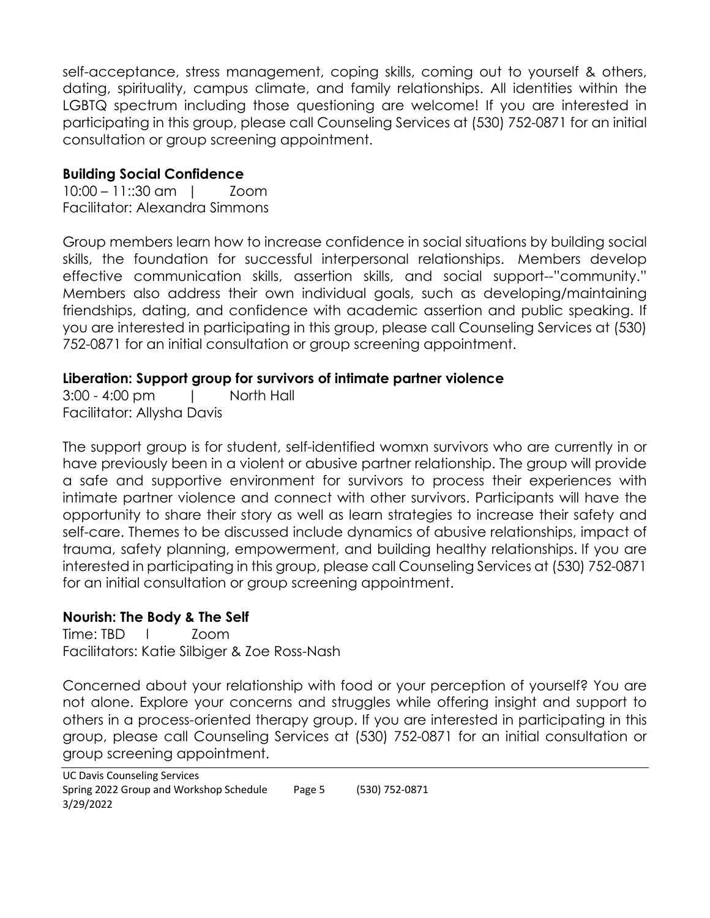self-acceptance, stress management, coping skills, coming out to yourself & others, dating, spirituality, campus climate, and family relationships. All identities within the LGBTQ spectrum including those questioning are welcome! If you are interested in participating in this group, please call Counseling Services at (530) 752-0871 for an initial consultation or group screening appointment.

**Building Social Confidence**
10:00 – 11::30 am | Zoom
Facilitator: Alexandra Simmons

Group members learn how to increase confidence in social situations by building social skills, the foundation for successful interpersonal relationships. Members develop effective communication skills, assertion skills, and social support--"community." Members also address their own individual goals, such as developing/maintaining friendships, dating, and confidence with academic assertion and public speaking. If you are interested in participating in this group, please call Counseling Services at (530) 752-0871 for an initial consultation or group screening appointment.

**Liberation: Support group for survivors of intimate partner violence**
3:00 - 4:00 pm | North Hall
Facilitator: Allysha Davis

The support group is for student, self-identified womxn survivors who are currently in or have previously been in a violent or abusive partner relationship. The group will provide a safe and supportive environment for survivors to process their experiences with intimate partner violence and connect with other survivors. Participants will have the opportunity to share their story as well as learn strategies to increase their safety and self-care. Themes to be discussed include dynamics of abusive relationships, impact of trauma, safety planning, empowerment, and building healthy relationships. If you are interested in participating in this group, please call Counseling Services at (530) 752-0871 for an initial consultation or group screening appointment.

**Nourish: The Body & The Self**
Time: TBD I Zoom
Facilitators: Katie Silbiger & Zoe Ross-Nash

Concerned about your relationship with food or your perception of yourself? You are not alone. Explore your concerns and struggles while offering insight and support to others in a process-oriented therapy group. If you are interested in participating in this group, please call Counseling Services at (530) 752-0871 for an initial consultation or group screening appointment.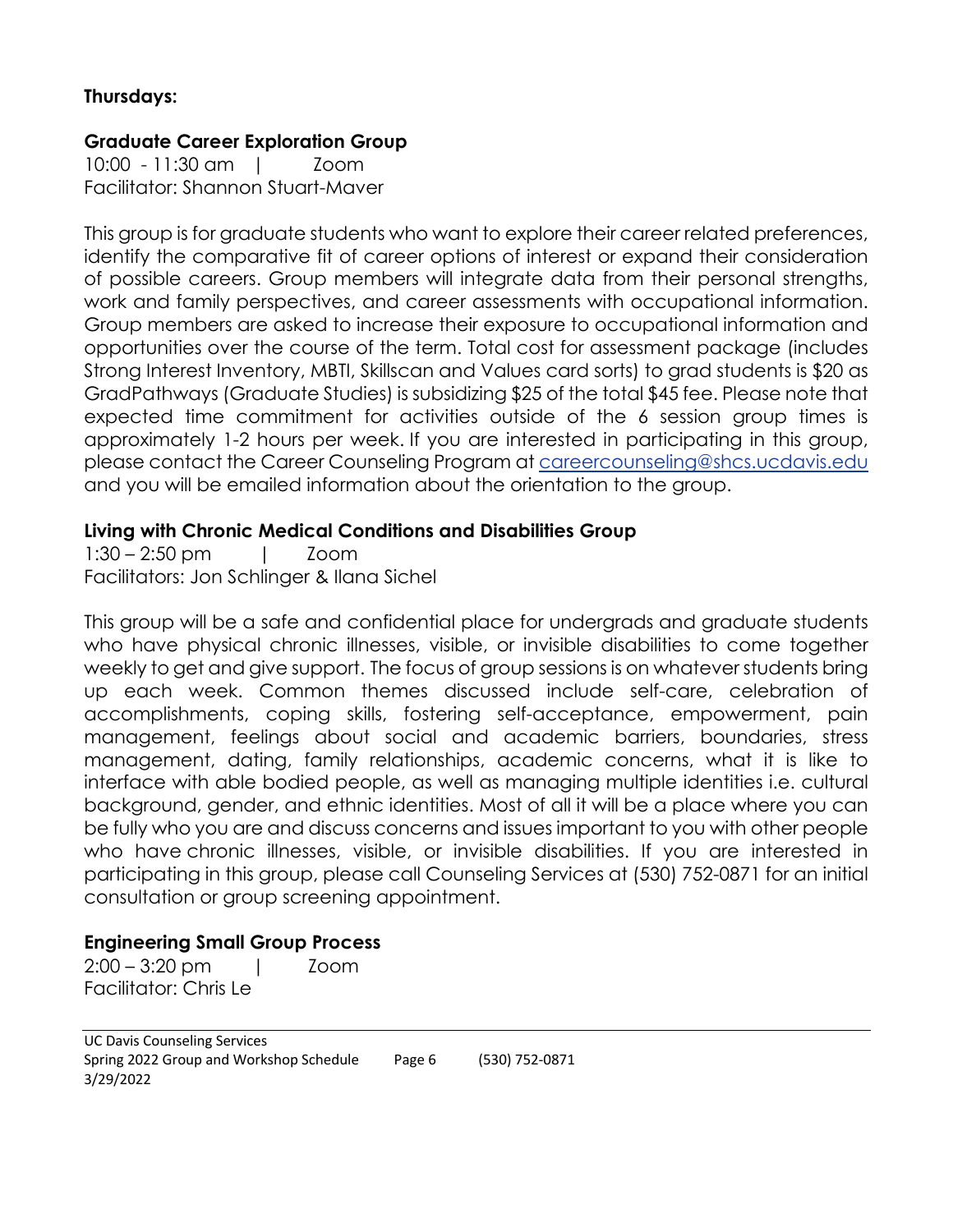**Thursdays:**

**Graduate Career Exploration Group**

10:00 - 11:30 am | Zoom
Facilitator: Shannon Stuart-Maver

This group is for graduate students who want to explore their career related preferences, identify the comparative fit of career options of interest or expand their consideration of possible careers. Group members will integrate data from their personal strengths, work and family perspectives, and career assessments with occupational information. Group members are asked to increase their exposure to occupational information and opportunities over the course of the term. Total cost for assessment package (includes Strong Interest Inventory, MBTI, Skillscan and Values card sorts) to grad students is $20 as GradPathways (Graduate Studies) is subsidizing $25 of the total $45 fee. Please note that expected time commitment for activities outside of the 6 session group times is approximately 1-2 hours per week. If you are interested in participating in this group, please contact the Career Counseling Program at careercounseling@shcs.ucdavis.edu and you will be emailed information about the orientation to the group.

**Living with Chronic Medical Conditions and Disabilities Group**

1:30 – 2:50 pm | Zoom
Facilitators: Jon Schlinger & Ilana Sichel

This group will be a safe and confidential place for undergrads and graduate students who have physical chronic illnesses, visible, or invisible disabilities to come together weekly to get and give support. The focus of group sessions is on whatever students bring up each week. Common themes discussed include self-care, celebration of accomplishments, coping skills, fostering self-acceptance, empowerment, pain management, feelings about social and academic barriers, boundaries, stress management, dating, family relationships, academic concerns, what it is like to interface with able bodied people, as well as managing multiple identities i.e. cultural background, gender, and ethnic identities. Most of all it will be a place where you can be fully who you are and discuss concerns and issues important to you with other people who have chronic illnesses, visible, or invisible disabilities. If you are interested in participating in this group, please call Counseling Services at (530) 752-0871 for an initial consultation or group screening appointment.

**Engineering Small Group Process**

2:00 – 3:20 pm | Zoom
Facilitator: Chris Le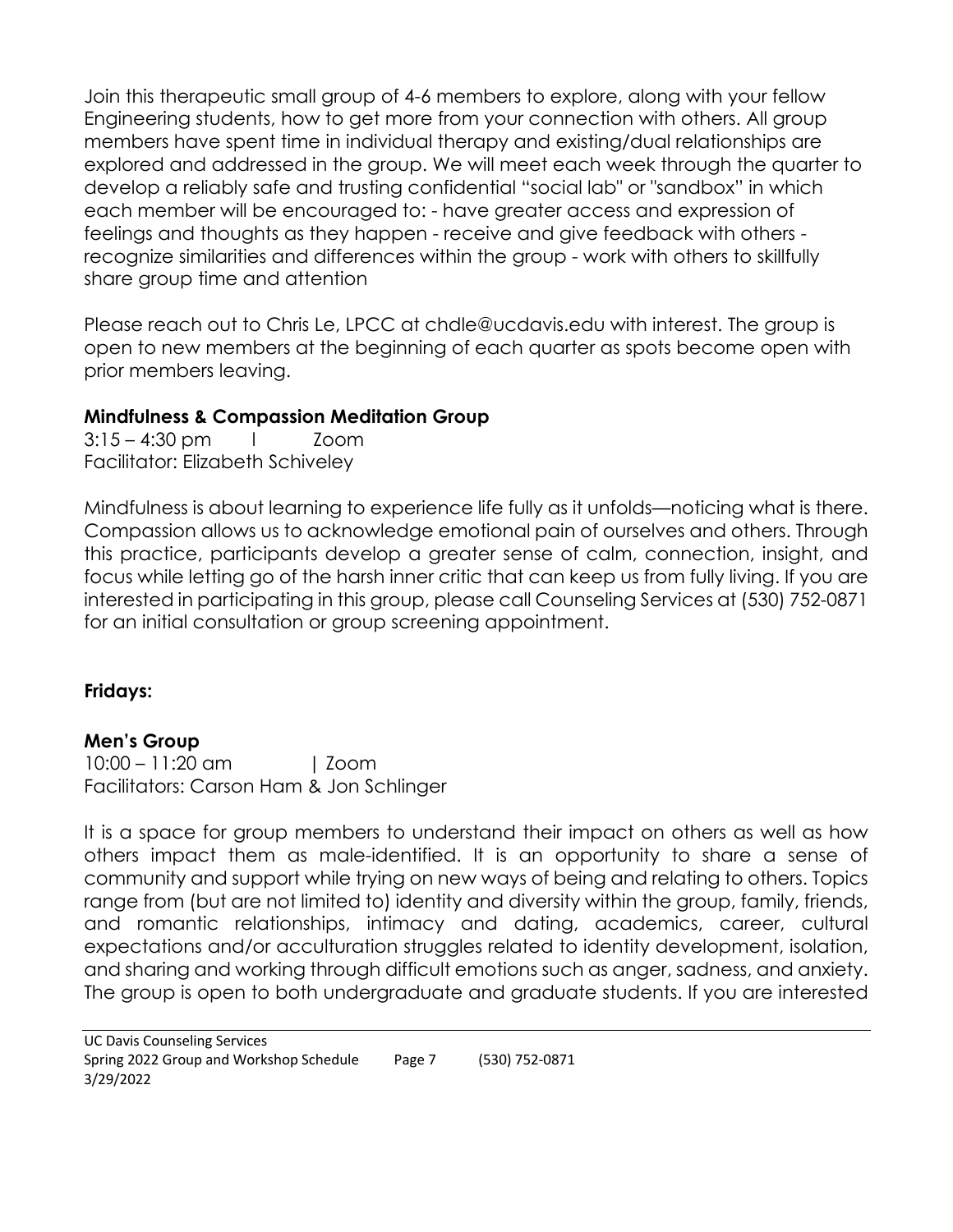Join this therapeutic small group of 4-6 members to explore, along with your fellow Engineering students, how to get more from your connection with others. All group members have spent time in individual therapy and existing/dual relationships are explored and addressed in the group. We will meet each week through the quarter to develop a reliably safe and trusting confidential "social lab" or "sandbox" in which each member will be encouraged to: - have greater access and expression of feelings and thoughts as they happen - receive and give feedback with others - recognize similarities and differences within the group - work with others to skillfully share group time and attention

Please reach out to Chris Le, LPCC at chdle@ucdavis.edu with interest. The group is open to new members at the beginning of each quarter as spots become open with prior members leaving.

**Mindfulness & Compassion Meditation Group**
3:15 – 4:30 pm | Zoom
Facilitator: Elizabeth Schiveley

Mindfulness is about learning to experience life fully as it unfolds—noticing what is there. Compassion allows us to acknowledge emotional pain of ourselves and others. Through this practice, participants develop a greater sense of calm, connection, insight, and focus while letting go of the harsh inner critic that can keep us from fully living. If you are interested in participating in this group, please call Counseling Services at (530) 752-0871 for an initial consultation or group screening appointment.

**Fridays:**

**Men's Group**
10:00 – 11:20 am | Zoom
Facilitators: Carson Ham & Jon Schlinger

It is a space for group members to understand their impact on others as well as how others impact them as male-identified. It is an opportunity to share a sense of community and support while trying on new ways of being and relating to others. Topics range from (but are not limited to) identity and diversity within the group, family, friends, and romantic relationships, intimacy and dating, academics, career, cultural expectations and/or acculturation struggles related to identity development, isolation, and sharing and working through difficult emotions such as anger, sadness, and anxiety. The group is open to both undergraduate and graduate students. If you are interested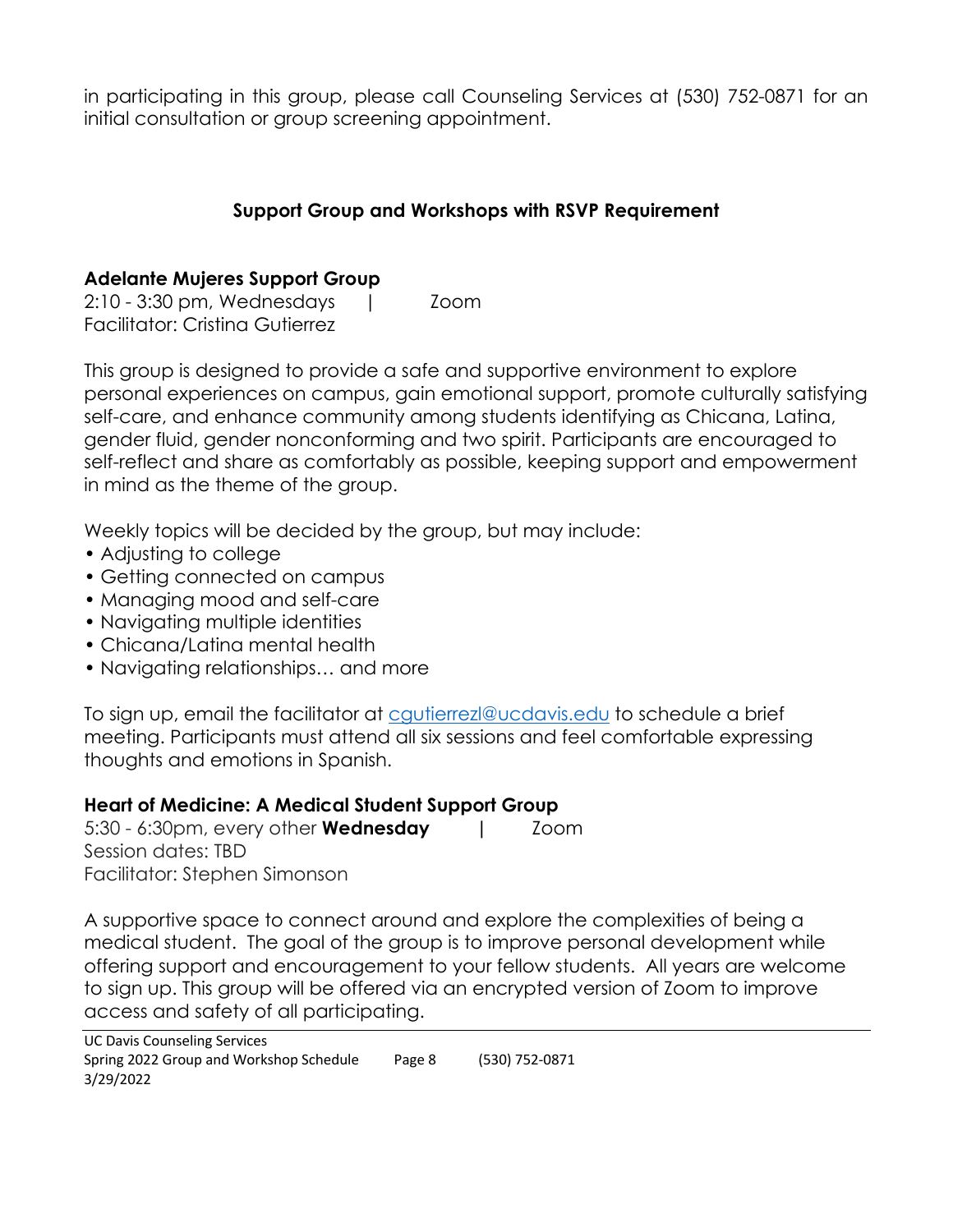in participating in this group, please call Counseling Services at (530) 752-0871 for an initial consultation or group screening appointment.

## Support Group and Workshops with RSVP Requirement

### Adelante Mujeres Support Group

2:10 - 3:30 pm, Wednesdays | Zoom
Facilitator: Cristina Gutierrez

This group is designed to provide a safe and supportive environment to explore personal experiences on campus, gain emotional support, promote culturally satisfying self-care, and enhance community among students identifying as Chicana, Latina, gender fluid, gender nonconforming and two spirit. Participants are encouraged to self-reflect and share as comfortably as possible, keeping support and empowerment in mind as the theme of the group.

Weekly topics will be decided by the group, but may include:

- Adjusting to college
- Getting connected on campus
- Managing mood and self-care
- Navigating multiple identities
- Chicana/Latina mental health
- Navigating relationships… and more

To sign up, email the facilitator at cgutierrezl@ucdavis.edu to schedule a brief meeting. Participants must attend all six sessions and feel comfortable expressing thoughts and emotions in Spanish.

### Heart of Medicine: A Medical Student Support Group

5:30 - 6:30pm, every other **Wednesday** | Zoom
Session dates: TBD
Facilitator: Stephen Simonson

A supportive space to connect around and explore the complexities of being a medical student. The goal of the group is to improve personal development while offering support and encouragement to your fellow students. All years are welcome to sign up. This group will be offered via an encrypted version of Zoom to improve access and safety of all participating.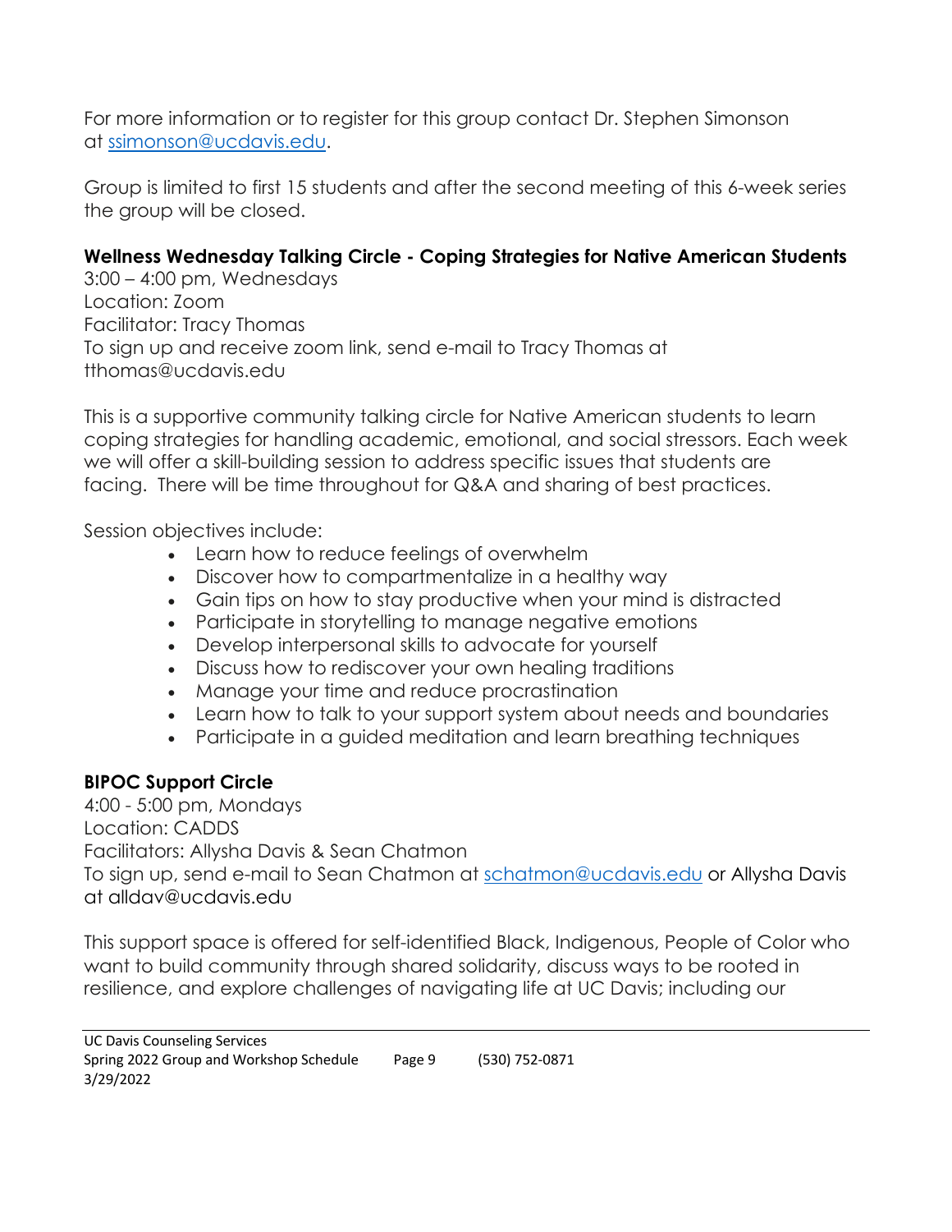For more information or to register for this group contact Dr. Stephen Simonson at [ssimonson@ucdavis.edu](mailto:ssimonson@ucdavis.edu).

Group is limited to first 15 students and after the second meeting of this 6-week series the group will be closed.

**Wellness Wednesday Talking Circle - Coping Strategies for Native American Students**
3:00 – 4:00 pm, Wednesdays
Location: Zoom
Facilitator: Tracy Thomas
To sign up and receive zoom link, send e-mail to Tracy Thomas at tthomas@ucdavis.edu

This is a supportive community talking circle for Native American students to learn coping strategies for handling academic, emotional, and social stressors. Each week we will offer a skill-building session to address specific issues that students are facing. There will be time throughout for Q&A and sharing of best practices.

Session objectives include:

- Learn how to reduce feelings of overwhelm
- Discover how to compartmentalize in a healthy way
- Gain tips on how to stay productive when your mind is distracted
- Participate in storytelling to manage negative emotions
- Develop interpersonal skills to advocate for yourself
- Discuss how to rediscover your own healing traditions
- Manage your time and reduce procrastination
- Learn how to talk to your support system about needs and boundaries
- Participate in a guided meditation and learn breathing techniques

**BIPOC Support Circle**
4:00 - 5:00 pm, Mondays
Location: CADDS
Facilitators: Allysha Davis & Sean Chatmon
To sign up, send e-mail to Sean Chatmon at [schatmon@ucdavis.edu](mailto:schatmon@ucdavis.edu) or Allysha Davis at alldav@ucdavis.edu

This support space is offered for self-identified Black, Indigenous, People of Color who want to build community through shared solidarity, discuss ways to be rooted in resilience, and explore challenges of navigating life at UC Davis; including our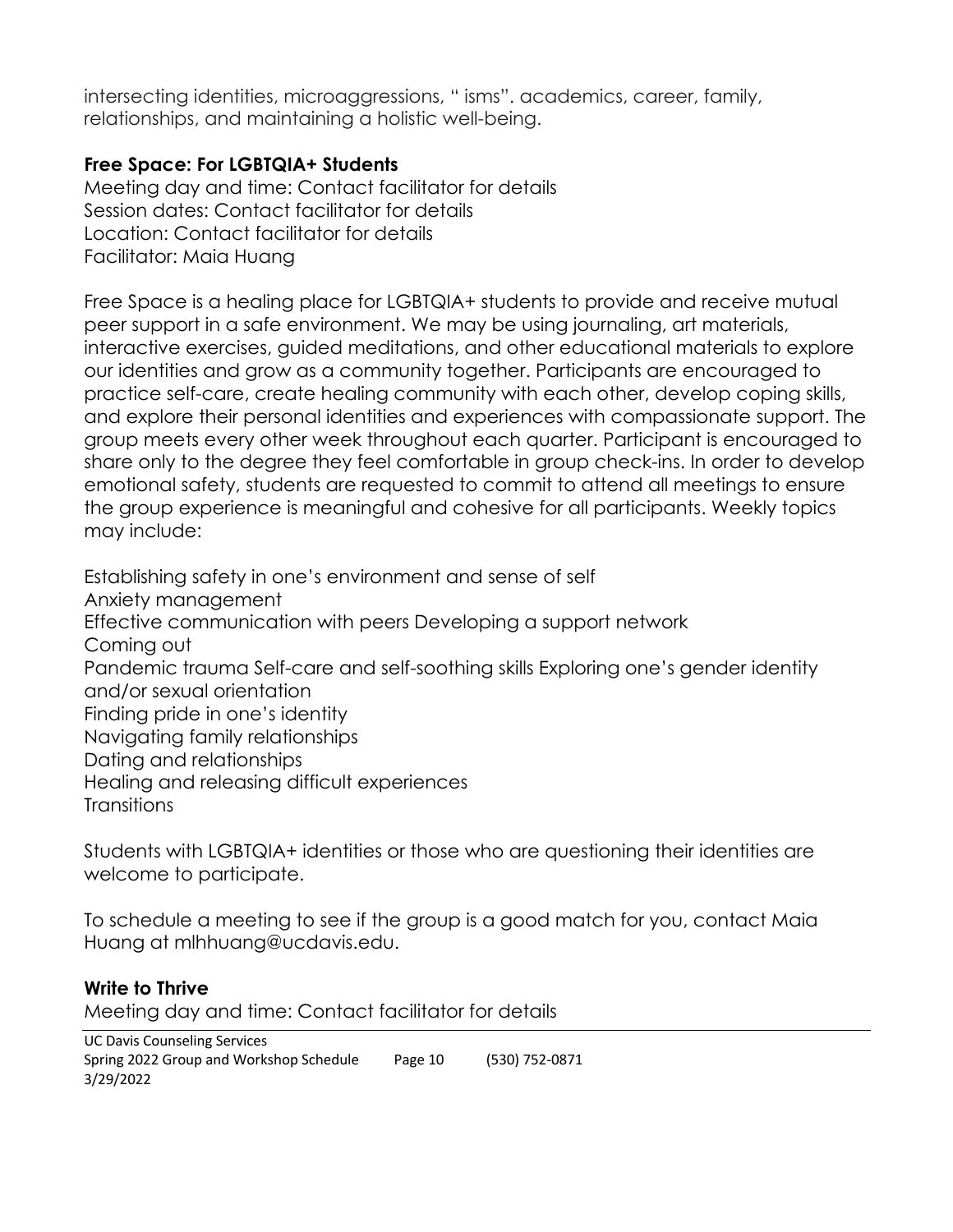intersecting identities, microaggressions, " isms". academics, career, family, relationships, and maintaining a holistic well-being.

**Free Space: For LGBTQIA+ Students**
Meeting day and time: Contact facilitator for details
Session dates: Contact facilitator for details
Location: Contact facilitator for details
Facilitator: Maia Huang

Free Space is a healing place for LGBTQIA+ students to provide and receive mutual peer support in a safe environment. We may be using journaling, art materials, interactive exercises, guided meditations, and other educational materials to explore our identities and grow as a community together. Participants are encouraged to practice self-care, create healing community with each other, develop coping skills, and explore their personal identities and experiences with compassionate support. The group meets every other week throughout each quarter. Participant is encouraged to share only to the degree they feel comfortable in group check-ins. In order to develop emotional safety, students are requested to commit to attend all meetings to ensure the group experience is meaningful and cohesive for all participants. Weekly topics may include:

Establishing safety in one's environment and sense of self
Anxiety management
Effective communication with peers Developing a support network
Coming out
Pandemic trauma Self-care and self-soothing skills Exploring one's gender identity and/or sexual orientation
Finding pride in one's identity
Navigating family relationships
Dating and relationships
Healing and releasing difficult experiences
Transitions

Students with LGBTQIA+ identities or those who are questioning their identities are welcome to participate.

To schedule a meeting to see if the group is a good match for you, contact Maia Huang at mlhhuang@ucdavis.edu.

**Write to Thrive**
Meeting day and time: Contact facilitator for details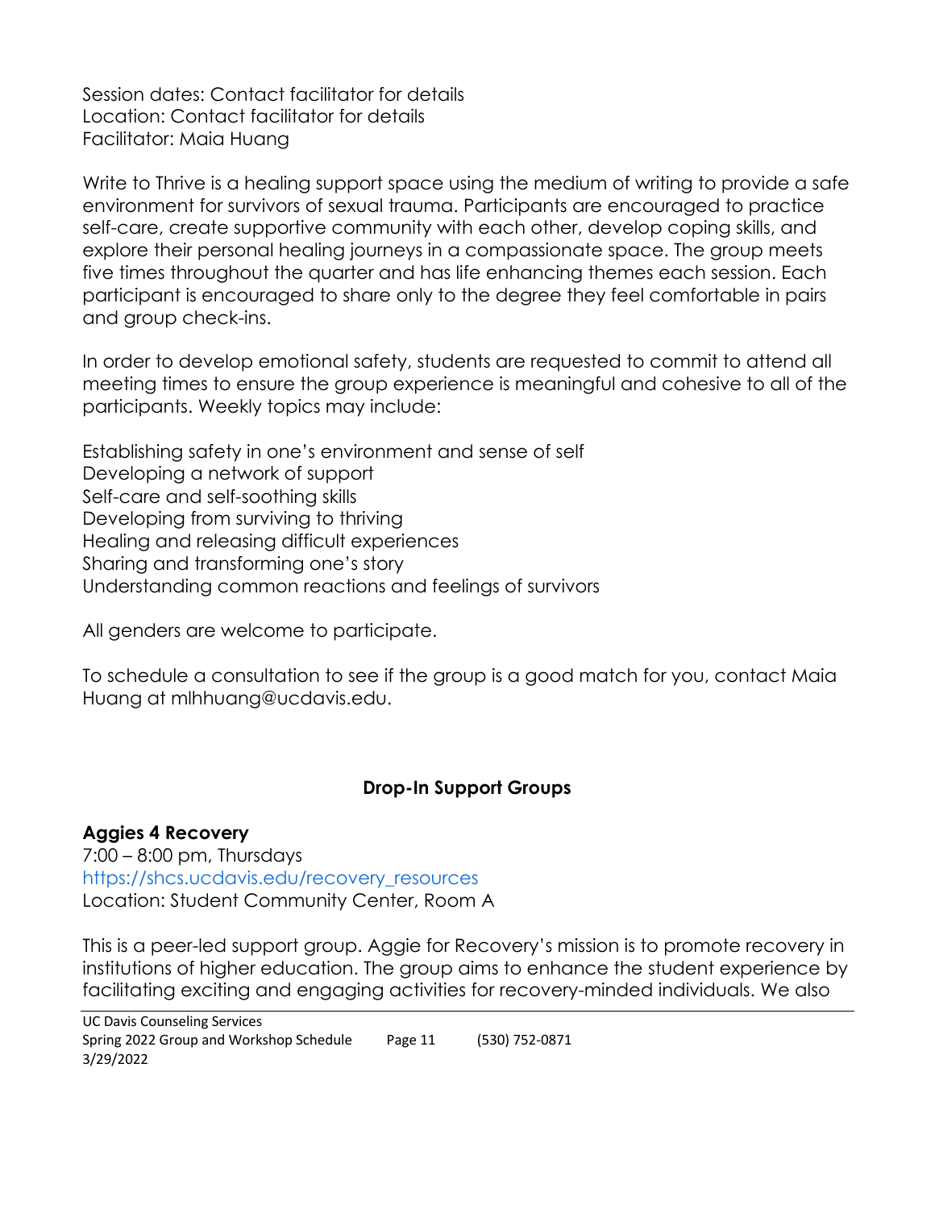Session dates: Contact facilitator for details
Location: Contact facilitator for details
Facilitator: Maia Huang

Write to Thrive is a healing support space using the medium of writing to provide a safe environment for survivors of sexual trauma. Participants are encouraged to practice self-care, create supportive community with each other, develop coping skills, and explore their personal healing journeys in a compassionate space. The group meets five times throughout the quarter and has life enhancing themes each session. Each participant is encouraged to share only to the degree they feel comfortable in pairs and group check-ins.

In order to develop emotional safety, students are requested to commit to attend all meeting times to ensure the group experience is meaningful and cohesive to all of the participants. Weekly topics may include:

Establishing safety in one's environment and sense of self
Developing a network of support
Self-care and self-soothing skills
Developing from surviving to thriving
Healing and releasing difficult experiences
Sharing and transforming one's story
Understanding common reactions and feelings of survivors

All genders are welcome to participate.

To schedule a consultation to see if the group is a good match for you, contact Maia Huang at mlhhuang@ucdavis.edu.

## Drop-In Support Groups

### Aggies 4 Recovery

7:00 – 8:00 pm, Thursdays
https://shcs.ucdavis.edu/recovery_resources
Location: Student Community Center, Room A

This is a peer-led support group. Aggie for Recovery's mission is to promote recovery in institutions of higher education. The group aims to enhance the student experience by facilitating exciting and engaging activities for recovery-minded individuals. We also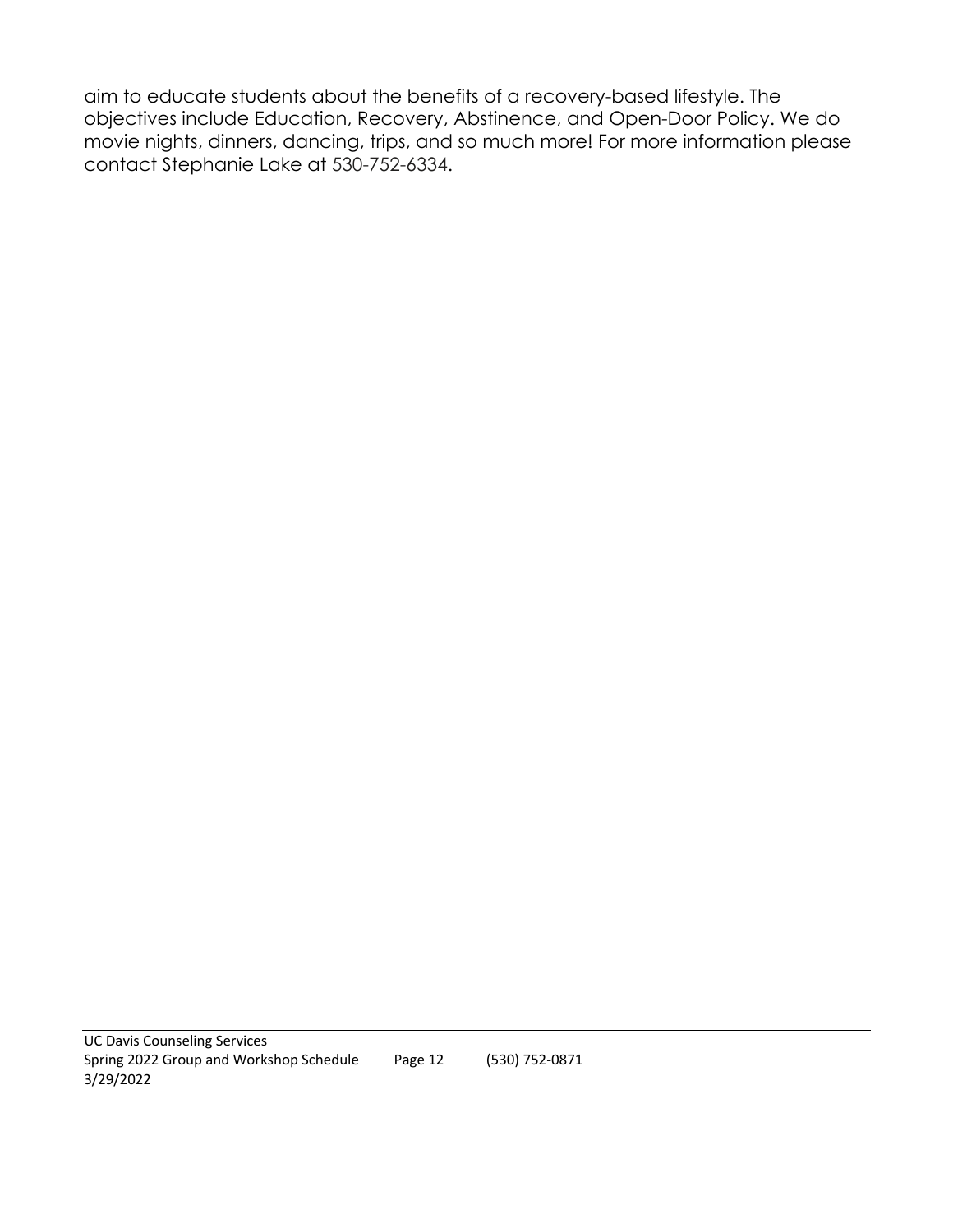aim to educate students about the benefits of a recovery-based lifestyle. The objectives include Education, Recovery, Abstinence, and Open-Door Policy. We do movie nights, dinners, dancing, trips, and so much more! For more information please contact Stephanie Lake at 530-752-6334.